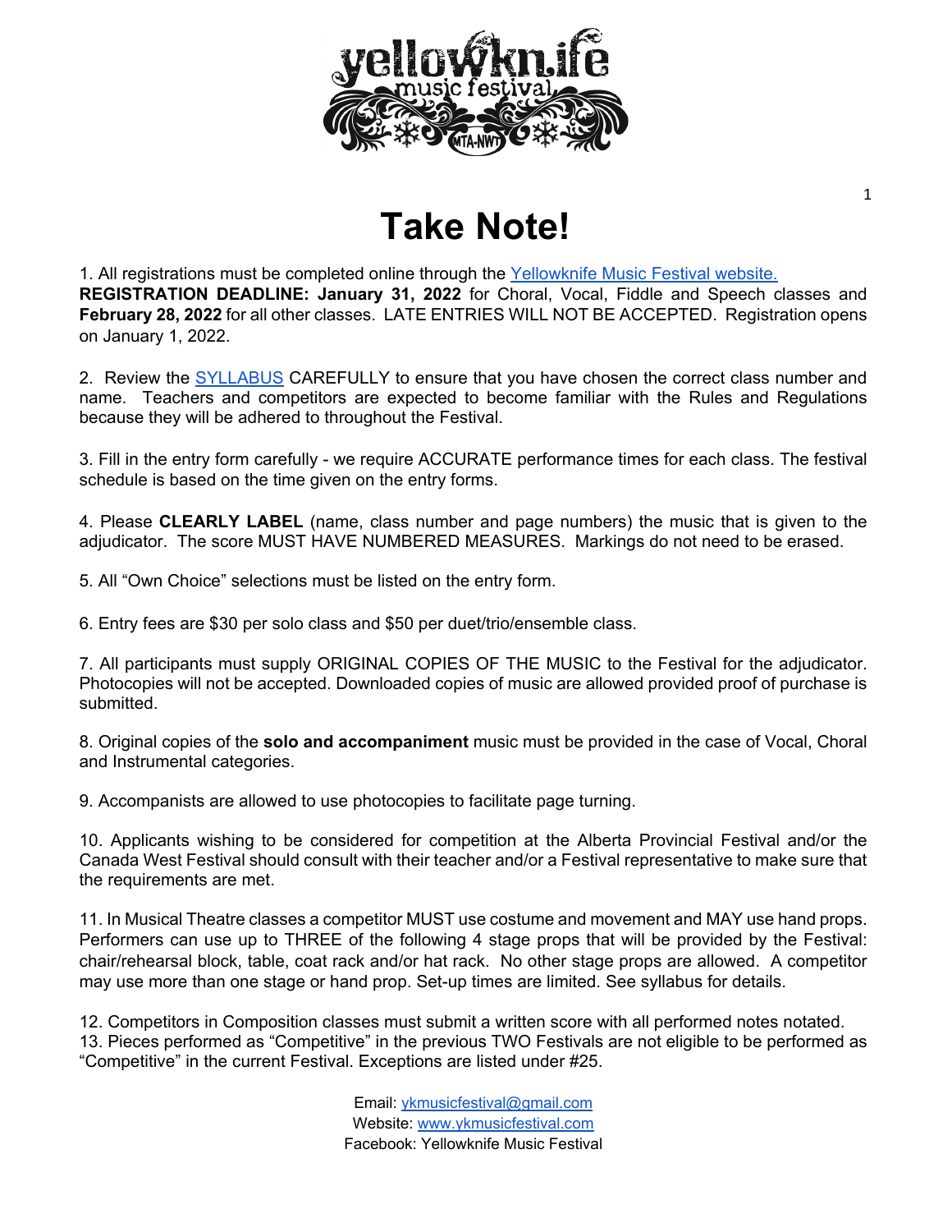# Take Note!

1. All registrations must be completed online through the [Yellowknife Music Festival website.](www.ykmusicfestival.com)
**REGISTRATION DEADLINE: January 31, 2022** for Choral, Vocal, Fiddle and Speech classes and **February 28, 2022** for all other classes. LATE ENTRIES WILL NOT BE ACCEPTED. Registration opens on January 1, 2022.

2. Review the SYLLABUS CAREFULLY to ensure that you have chosen the correct class number and name. Teachers and competitors are expected to become familiar with the Rules and Regulations because they will be adhered to throughout the Festival.

3. Fill in the entry form carefully - we require ACCURATE performance times for each class. The festival schedule is based on the time given on the entry forms.

4. Please **CLEARLY LABEL** (name, class number and page numbers) the music that is given to the adjudicator. The score MUST HAVE NUMBERED MEASURES. Markings do not need to be erased.

5. All "Own Choice" selections must be listed on the entry form.

6. Entry fees are $30 per solo class and $50 per duet/trio/ensemble class.

7. All participants must supply ORIGINAL COPIES OF THE MUSIC to the Festival for the adjudicator. Photocopies will not be accepted. Downloaded copies of music are allowed provided proof of purchase is submitted.

8. Original copies of the **solo and accompaniment** music must be provided in the case of Vocal, Choral and Instrumental categories.

9. Accompanists are allowed to use photocopies to facilitate page turning.

10. Applicants wishing to be considered for competition at the Alberta Provincial Festival and/or the Canada West Festival should consult with their teacher and/or a Festival representative to make sure that the requirements are met.

11. In Musical Theatre classes a competitor MUST use costume and movement and MAY use hand props. Performers can use up to THREE of the following 4 stage props that will be provided by the Festival: chair/rehearsal block, table, coat rack and/or hat rack. No other stage props are allowed. A competitor may use more than one stage or hand prop. Set-up times are limited. See syllabus for details.

12. Competitors in Composition classes must submit a written score with all performed notes notated.

13. Pieces performed as "Competitive" in the previous TWO Festivals are not eligible to be performed as "Competitive" in the current Festival. Exceptions are listed under #25.

Email: ykmusicfestival@gmail.com
Website: www.ykmusicfestival.com
Facebook: Yellowknife Music Festival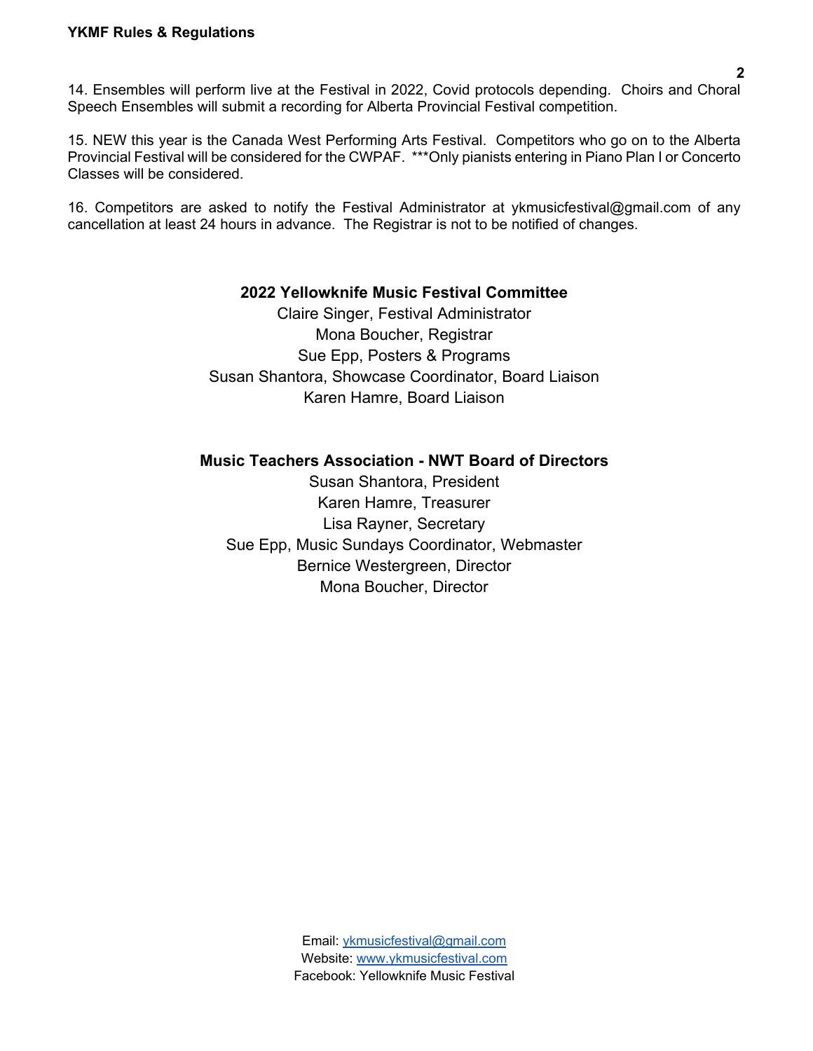14. Ensembles will perform live at the Festival in 2022, Covid protocols depending. Choirs and Choral Speech Ensembles will submit a recording for Alberta Provincial Festival competition.

15. NEW this year is the Canada West Performing Arts Festival. Competitors who go on to the Alberta Provincial Festival will be considered for the CWPAF. ***Only pianists entering in Piano Plan I or Concerto Classes will be considered.

16. Competitors are asked to notify the Festival Administrator at ykmusicfestival@gmail.com of any cancellation at least 24 hours in advance. The Registrar is not to be notified of changes.

**2022 Yellowknife Music Festival Committee**

Claire Singer, Festival Administrator
Mona Boucher, Registrar
Sue Epp, Posters & Programs
Susan Shantora, Showcase Coordinator, Board Liaison
Karen Hamre, Board Liaison

**Music Teachers Association - NWT Board of Directors**

Susan Shantora, President
Karen Hamre, Treasurer
Lisa Rayner, Secretary
Sue Epp, Music Sundays Coordinator, Webmaster
Bernice Westergreen, Director
Mona Boucher, Director

Email: [ykmusicfestival@gmail.com](mailto:ykmusicfestival@gmail.com)
Website: [www.ykmusicfestival.com](http://www.ykmusicfestival.com)
Facebook: Yellowknife Music Festival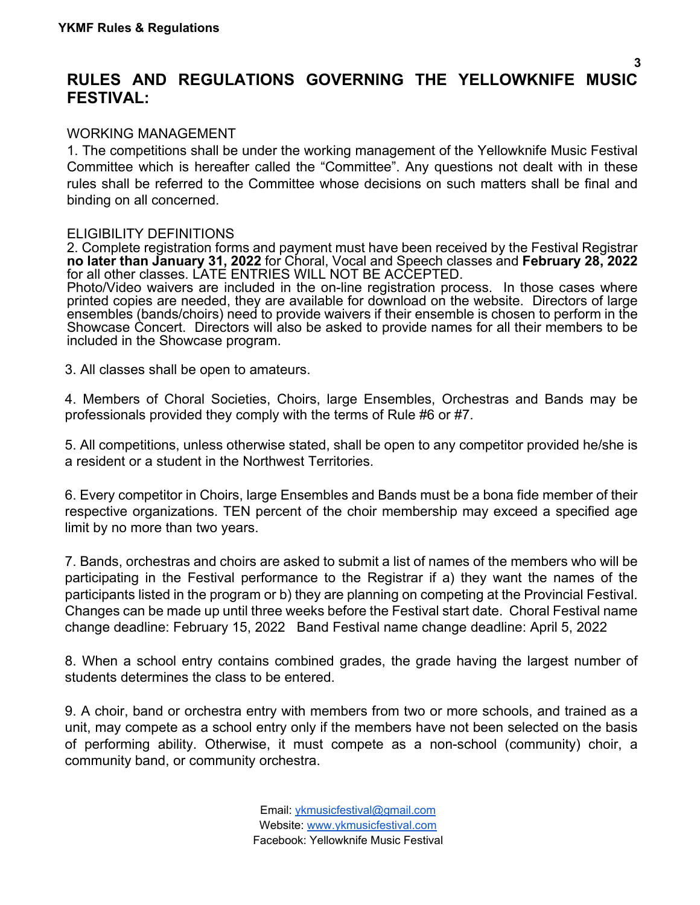# RULES AND REGULATIONS GOVERNING THE YELLOWKNIFE MUSIC FESTIVAL:

WORKING MANAGEMENT

1. The competitions shall be under the working management of the Yellowknife Music Festival Committee which is hereafter called the "Committee". Any questions not dealt with in these rules shall be referred to the Committee whose decisions on such matters shall be final and binding on all concerned.

ELIGIBILITY DEFINITIONS

2. Complete registration forms and payment must have been received by the Festival Registrar **no later than January 31, 2022** for Choral, Vocal and Speech classes and **February 28, 2022** for all other classes. LATE ENTRIES WILL NOT BE ACCEPTED.
Photo/Video waivers are included in the on-line registration process. In those cases where printed copies are needed, they are available for download on the website. Directors of large ensembles (bands/choirs) need to provide waivers if their ensemble is chosen to perform in the Showcase Concert. Directors will also be asked to provide names for all their members to be included in the Showcase program.

3. All classes shall be open to amateurs.

4. Members of Choral Societies, Choirs, large Ensembles, Orchestras and Bands may be professionals provided they comply with the terms of Rule #6 or #7.

5. All competitions, unless otherwise stated, shall be open to any competitor provided he/she is a resident or a student in the Northwest Territories.

6. Every competitor in Choirs, large Ensembles and Bands must be a bona fide member of their respective organizations. TEN percent of the choir membership may exceed a specified age limit by no more than two years.

7. Bands, orchestras and choirs are asked to submit a list of names of the members who will be participating in the Festival performance to the Registrar if a) they want the names of the participants listed in the program or b) they are planning on competing at the Provincial Festival. Changes can be made up until three weeks before the Festival start date. Choral Festival name change deadline: February 15, 2022 Band Festival name change deadline: April 5, 2022

8. When a school entry contains combined grades, the grade having the largest number of students determines the class to be entered.

9. A choir, band or orchestra entry with members from two or more schools, and trained as a unit, may compete as a school entry only if the members have not been selected on the basis of performing ability. Otherwise, it must compete as a non-school (community) choir, a community band, or community orchestra.

Email: ykmusicfestival@gmail.com
Website: www.ykmusicfestival.com
Facebook: Yellowknife Music Festival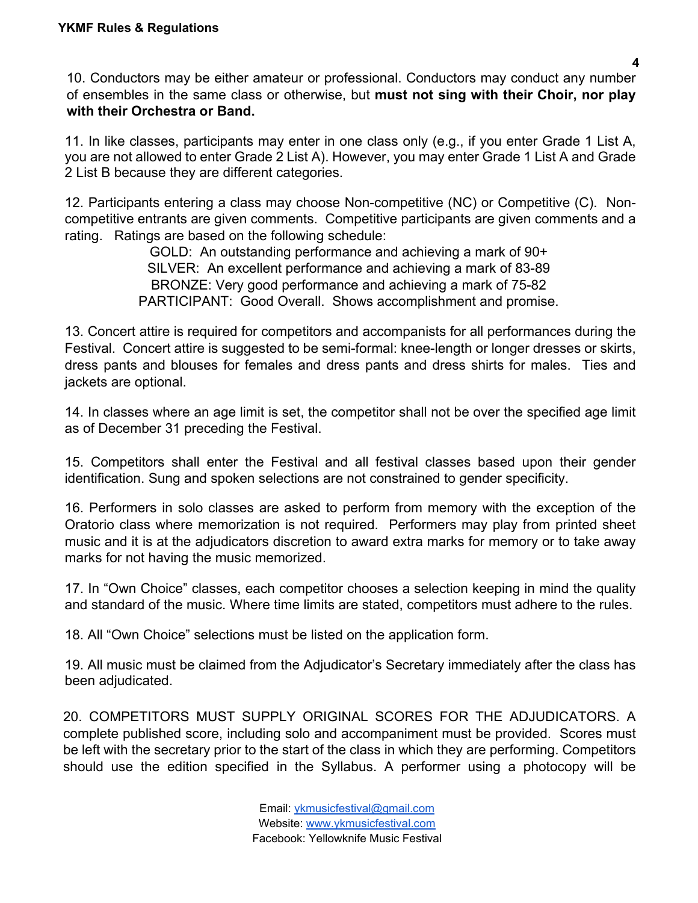10. Conductors may be either amateur or professional. Conductors may conduct any number of ensembles in the same class or otherwise, but **must not sing with their Choir, nor play with their Orchestra or Band.**

11. In like classes, participants may enter in one class only (e.g., if you enter Grade 1 List A, you are not allowed to enter Grade 2 List A). However, you may enter Grade 1 List A and Grade 2 List B because they are different categories.

12. Participants entering a class may choose Non-competitive (NC) or Competitive (C). Non-competitive entrants are given comments. Competitive participants are given comments and a rating. Ratings are based on the following schedule:

GOLD: An outstanding performance and achieving a mark of 90+
SILVER: An excellent performance and achieving a mark of 83-89
BRONZE: Very good performance and achieving a mark of 75-82
PARTICIPANT: Good Overall. Shows accomplishment and promise.

13. Concert attire is required for competitors and accompanists for all performances during the Festival. Concert attire is suggested to be semi-formal: knee-length or longer dresses or skirts, dress pants and blouses for females and dress pants and dress shirts for males. Ties and jackets are optional.

14. In classes where an age limit is set, the competitor shall not be over the specified age limit as of December 31 preceding the Festival.

15. Competitors shall enter the Festival and all festival classes based upon their gender identification. Sung and spoken selections are not constrained to gender specificity.

16. Performers in solo classes are asked to perform from memory with the exception of the Oratorio class where memorization is not required. Performers may play from printed sheet music and it is at the adjudicators discretion to award extra marks for memory or to take away marks for not having the music memorized.

17. In "Own Choice" classes, each competitor chooses a selection keeping in mind the quality and standard of the music. Where time limits are stated, competitors must adhere to the rules.

18. All "Own Choice" selections must be listed on the application form.

19. All music must be claimed from the Adjudicator's Secretary immediately after the class has been adjudicated.

20. COMPETITORS MUST SUPPLY ORIGINAL SCORES FOR THE ADJUDICATORS. A complete published score, including solo and accompaniment must be provided. Scores must be left with the secretary prior to the start of the class in which they are performing. Competitors should use the edition specified in the Syllabus. A performer using a photocopy will be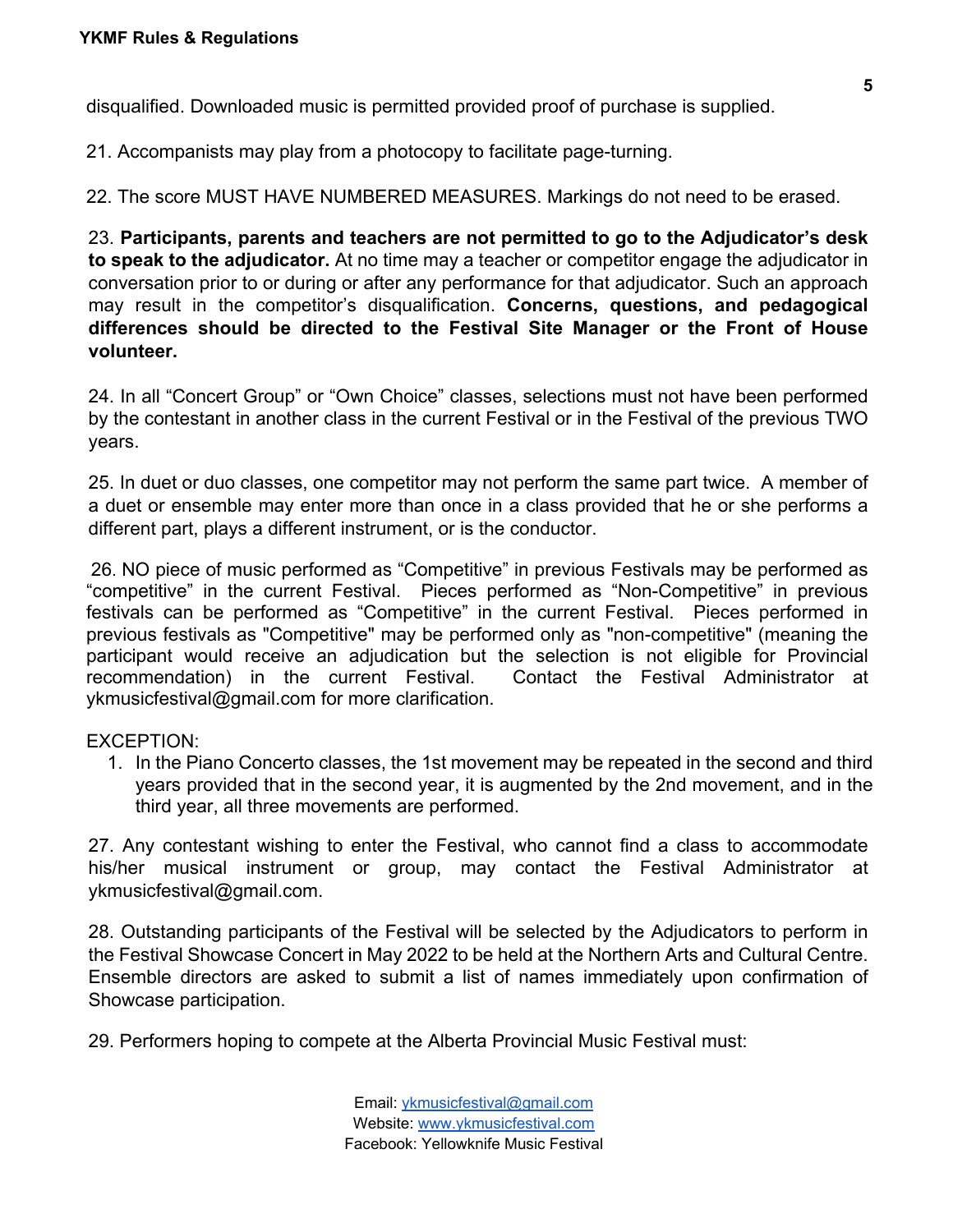disqualified. Downloaded music is permitted provided proof of purchase is supplied.

21. Accompanists may play from a photocopy to facilitate page-turning.

22. The score MUST HAVE NUMBERED MEASURES. Markings do not need to be erased.

23. **Participants, parents and teachers are not permitted to go to the Adjudicator's desk to speak to the adjudicator.** At no time may a teacher or competitor engage the adjudicator in conversation prior to or during or after any performance for that adjudicator. Such an approach may result in the competitor's disqualification. **Concerns, questions, and pedagogical differences should be directed to the Festival Site Manager or the Front of House volunteer.**

24. In all "Concert Group" or "Own Choice" classes, selections must not have been performed by the contestant in another class in the current Festival or in the Festival of the previous TWO years.

25. In duet or duo classes, one competitor may not perform the same part twice. A member of a duet or ensemble may enter more than once in a class provided that he or she performs a different part, plays a different instrument, or is the conductor.

26. NO piece of music performed as "Competitive" in previous Festivals may be performed as "competitive" in the current Festival. Pieces performed as "Non-Competitive" in previous festivals can be performed as "Competitive" in the current Festival. Pieces performed in previous festivals as "Competitive" may be performed only as "non-competitive" (meaning the participant would receive an adjudication but the selection is not eligible for Provincial recommendation) in the current Festival. Contact the Festival Administrator at ykmusicfestival@gmail.com for more clarification.

EXCEPTION:

1. In the Piano Concerto classes, the 1st movement may be repeated in the second and third years provided that in the second year, it is augmented by the 2nd movement, and in the third year, all three movements are performed.

27. Any contestant wishing to enter the Festival, who cannot find a class to accommodate his/her musical instrument or group, may contact the Festival Administrator at ykmusicfestival@gmail.com.

28. Outstanding participants of the Festival will be selected by the Adjudicators to perform in the Festival Showcase Concert in May 2022 to be held at the Northern Arts and Cultural Centre. Ensemble directors are asked to submit a list of names immediately upon confirmation of Showcase participation.

29. Performers hoping to compete at the Alberta Provincial Music Festival must: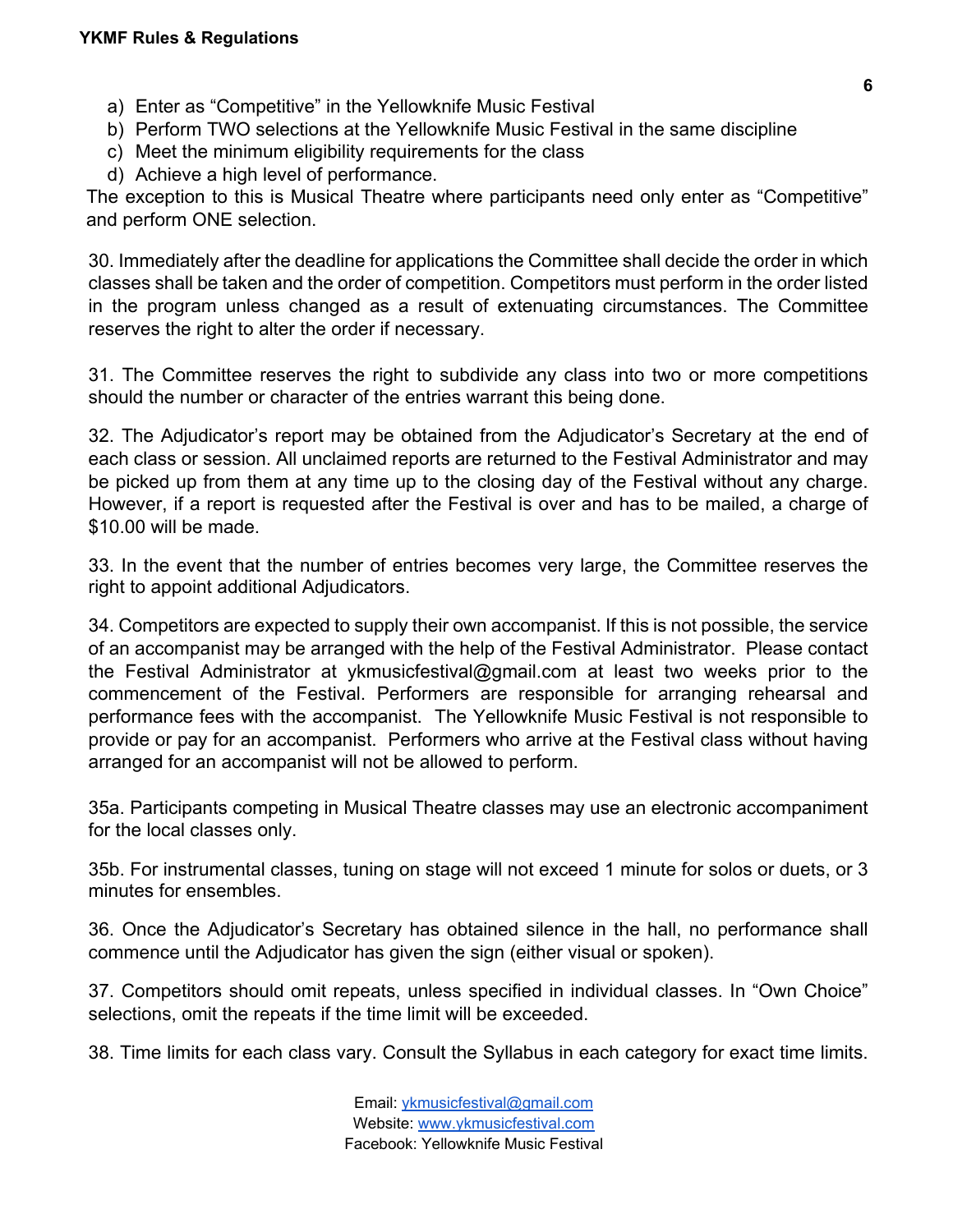a) Enter as "Competitive" in the Yellowknife Music Festival
b) Perform TWO selections at the Yellowknife Music Festival in the same discipline
c) Meet the minimum eligibility requirements for the class
d) Achieve a high level of performance.

The exception to this is Musical Theatre where participants need only enter as "Competitive" and perform ONE selection.

30. Immediately after the deadline for applications the Committee shall decide the order in which classes shall be taken and the order of competition. Competitors must perform in the order listed in the program unless changed as a result of extenuating circumstances. The Committee reserves the right to alter the order if necessary.

31. The Committee reserves the right to subdivide any class into two or more competitions should the number or character of the entries warrant this being done.

32. The Adjudicator's report may be obtained from the Adjudicator's Secretary at the end of each class or session. All unclaimed reports are returned to the Festival Administrator and may be picked up from them at any time up to the closing day of the Festival without any charge. However, if a report is requested after the Festival is over and has to be mailed, a charge of $10.00 will be made.

33. In the event that the number of entries becomes very large, the Committee reserves the right to appoint additional Adjudicators.

34. Competitors are expected to supply their own accompanist. If this is not possible, the service of an accompanist may be arranged with the help of the Festival Administrator. Please contact the Festival Administrator at ykmusicfestival@gmail.com at least two weeks prior to the commencement of the Festival. Performers are responsible for arranging rehearsal and performance fees with the accompanist. The Yellowknife Music Festival is not responsible to provide or pay for an accompanist. Performers who arrive at the Festival class without having arranged for an accompanist will not be allowed to perform.

35a. Participants competing in Musical Theatre classes may use an electronic accompaniment for the local classes only.

35b. For instrumental classes, tuning on stage will not exceed 1 minute for solos or duets, or 3 minutes for ensembles.

36. Once the Adjudicator's Secretary has obtained silence in the hall, no performance shall commence until the Adjudicator has given the sign (either visual or spoken).

37. Competitors should omit repeats, unless specified in individual classes. In "Own Choice" selections, omit the repeats if the time limit will be exceeded.

38. Time limits for each class vary. Consult the Syllabus in each category for exact time limits.

Email: [ykmusicfestival@gmail.com](mailto:ykmusicfestival@gmail.com)
Website: [www.ykmusicfestival.com](http://www.ykmusicfestival.com)
Facebook: Yellowknife Music Festival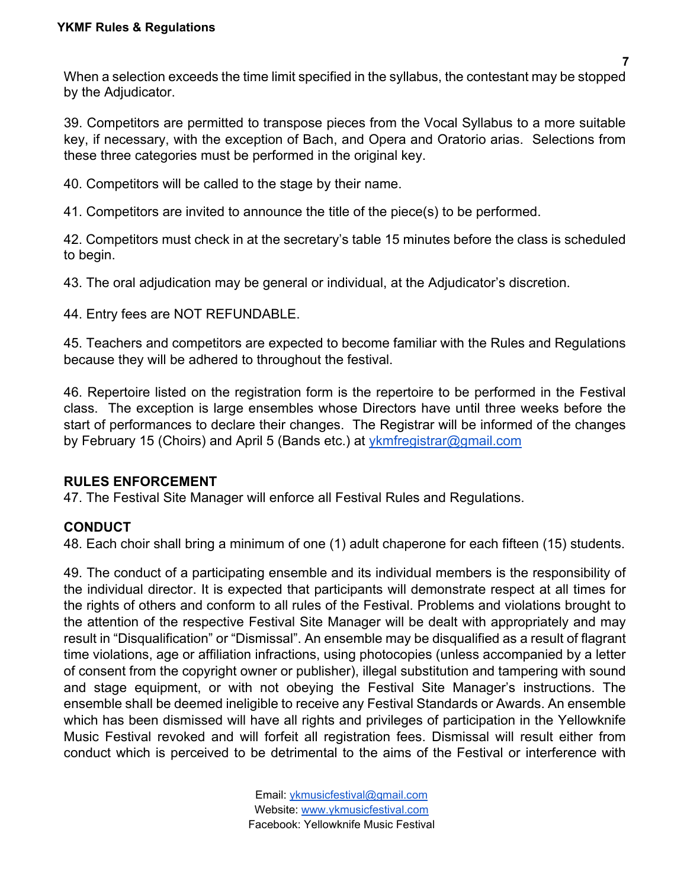When a selection exceeds the time limit specified in the syllabus, the contestant may be stopped by the Adjudicator.

39. Competitors are permitted to transpose pieces from the Vocal Syllabus to a more suitable key, if necessary, with the exception of Bach, and Opera and Oratorio arias. Selections from these three categories must be performed in the original key.

40. Competitors will be called to the stage by their name.

41. Competitors are invited to announce the title of the piece(s) to be performed.

42. Competitors must check in at the secretary's table 15 minutes before the class is scheduled to begin.

43. The oral adjudication may be general or individual, at the Adjudicator's discretion.

44. Entry fees are NOT REFUNDABLE.

45. Teachers and competitors are expected to become familiar with the Rules and Regulations because they will be adhered to throughout the festival.

46. Repertoire listed on the registration form is the repertoire to be performed in the Festival class. The exception is large ensembles whose Directors have until three weeks before the start of performances to declare their changes. The Registrar will be informed of the changes by February 15 (Choirs) and April 5 (Bands etc.) at ykmfregistrar@gmail.com

**RULES ENFORCEMENT**

47. The Festival Site Manager will enforce all Festival Rules and Regulations.

**CONDUCT**

48. Each choir shall bring a minimum of one (1) adult chaperone for each fifteen (15) students.

49. The conduct of a participating ensemble and its individual members is the responsibility of the individual director. It is expected that participants will demonstrate respect at all times for the rights of others and conform to all rules of the Festival. Problems and violations brought to the attention of the respective Festival Site Manager will be dealt with appropriately and may result in "Disqualification" or "Dismissal". An ensemble may be disqualified as a result of flagrant time violations, age or affiliation infractions, using photocopies (unless accompanied by a letter of consent from the copyright owner or publisher), illegal substitution and tampering with sound and stage equipment, or with not obeying the Festival Site Manager's instructions. The ensemble shall be deemed ineligible to receive any Festival Standards or Awards. An ensemble which has been dismissed will have all rights and privileges of participation in the Yellowknife Music Festival revoked and will forfeit all registration fees. Dismissal will result either from conduct which is perceived to be detrimental to the aims of the Festival or interference with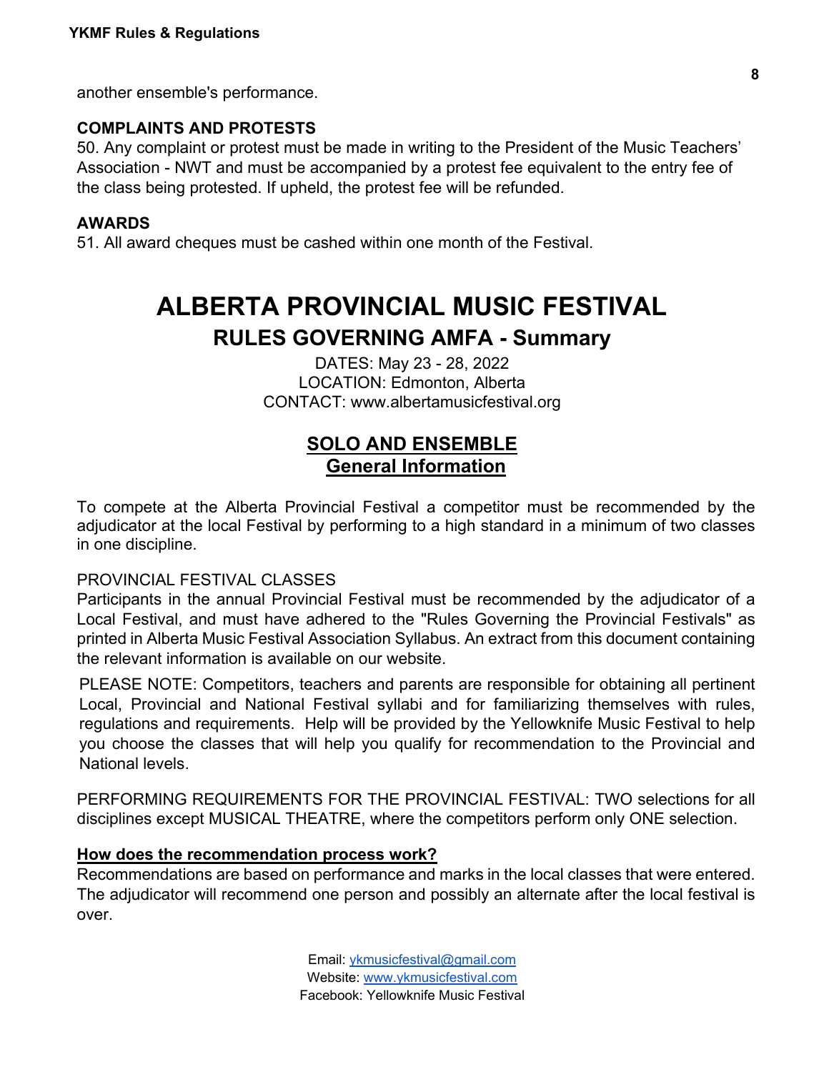another ensemble's performance.

**COMPLAINTS AND PROTESTS**

50. Any complaint or protest must be made in writing to the President of the Music Teachers' Association - NWT and must be accompanied by a protest fee equivalent to the entry fee of the class being protested. If upheld, the protest fee will be refunded.

**AWARDS**

51. All award cheques must be cashed within one month of the Festival.

# ALBERTA PROVINCIAL MUSIC FESTIVAL

## RULES GOVERNING AMFA - Summary

DATES: May 23 - 28, 2022
LOCATION: Edmonton, Alberta
CONTACT: www.albertamusicfestival.org

### SOLO AND ENSEMBLE
### General Information

To compete at the Alberta Provincial Festival a competitor must be recommended by the adjudicator at the local Festival by performing to a high standard in a minimum of two classes in one discipline.

PROVINCIAL FESTIVAL CLASSES

Participants in the annual Provincial Festival must be recommended by the adjudicator of a Local Festival, and must have adhered to the "Rules Governing the Provincial Festivals" as printed in Alberta Music Festival Association Syllabus. An extract from this document containing the relevant information is available on our website.

PLEASE NOTE: Competitors, teachers and parents are responsible for obtaining all pertinent Local, Provincial and National Festival syllabi and for familiarizing themselves with rules, regulations and requirements. Help will be provided by the Yellowknife Music Festival to help you choose the classes that will help you qualify for recommendation to the Provincial and National levels.

PERFORMING REQUIREMENTS FOR THE PROVINCIAL FESTIVAL: TWO selections for all disciplines except MUSICAL THEATRE, where the competitors perform only ONE selection.

**How does the recommendation process work?**

Recommendations are based on performance and marks in the local classes that were entered. The adjudicator will recommend one person and possibly an alternate after the local festival is over.

Email: ykmusicfestival@gmail.com
Website: www.ykmusicfestival.com
Facebook: Yellowknife Music Festival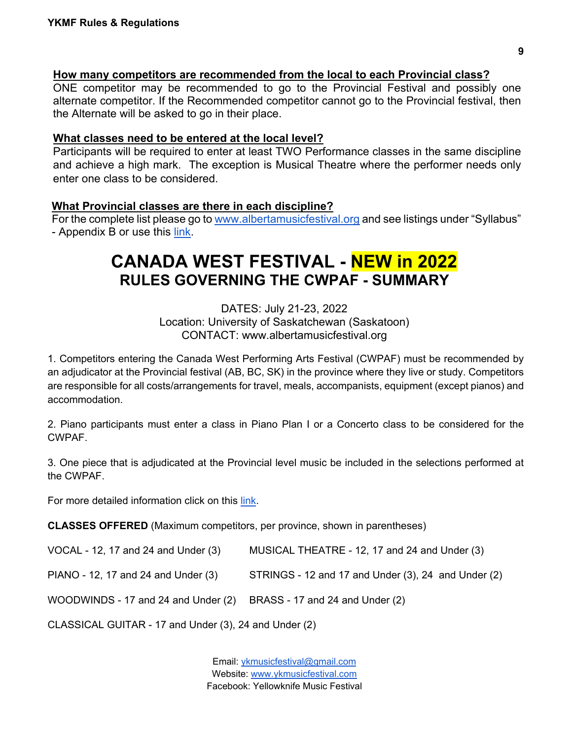**How many competitors are recommended from the local to each Provincial class?**

ONE competitor may be recommended to go to the Provincial Festival and possibly one alternate competitor. If the Recommended competitor cannot go to the Provincial festival, then the Alternate will be asked to go in their place.

**What classes need to be entered at the local level?**

Participants will be required to enter at least TWO Performance classes in the same discipline and achieve a high mark. The exception is Musical Theatre where the performer needs only enter one class to be considered.

**What Provincial classes are there in each discipline?**

For the complete list please go to www.albertamusicfestival.org and see listings under "Syllabus" - Appendix B or use this link.

# CANADA WEST FESTIVAL - NEW in 2022

## RULES GOVERNING THE CWPAF - SUMMARY

DATES: July 21-23, 2022
Location: University of Saskatchewan (Saskatoon)
CONTACT: www.albertamusicfestival.org

1. Competitors entering the Canada West Performing Arts Festival (CWPAF) must be recommended by an adjudicator at the Provincial festival (AB, BC, SK) in the province where they live or study. Competitors are responsible for all costs/arrangements for travel, meals, accompanists, equipment (except pianos) and accommodation.

2. Piano participants must enter a class in Piano Plan I or a Concerto class to be considered for the CWPAF.

3. One piece that is adjudicated at the Provincial level music be included in the selections performed at the CWPAF.

For more detailed information click on this link.

**CLASSES OFFERED** (Maximum competitors, per province, shown in parentheses)

VOCAL - 12, 17 and 24 and Under (3)

MUSICAL THEATRE - 12, 17 and 24 and Under (3)

PIANO - 12, 17 and 24 and Under (3)

STRINGS - 12 and 17 and Under (3), 24 and Under (2)

WOODWINDS - 17 and 24 and Under (2)

BRASS - 17 and 24 and Under (2)

CLASSICAL GUITAR - 17 and Under (3), 24 and Under (2)

Email: ykmusicfestival@gmail.com
Website: www.ykmusicfestival.com
Facebook: Yellowknife Music Festival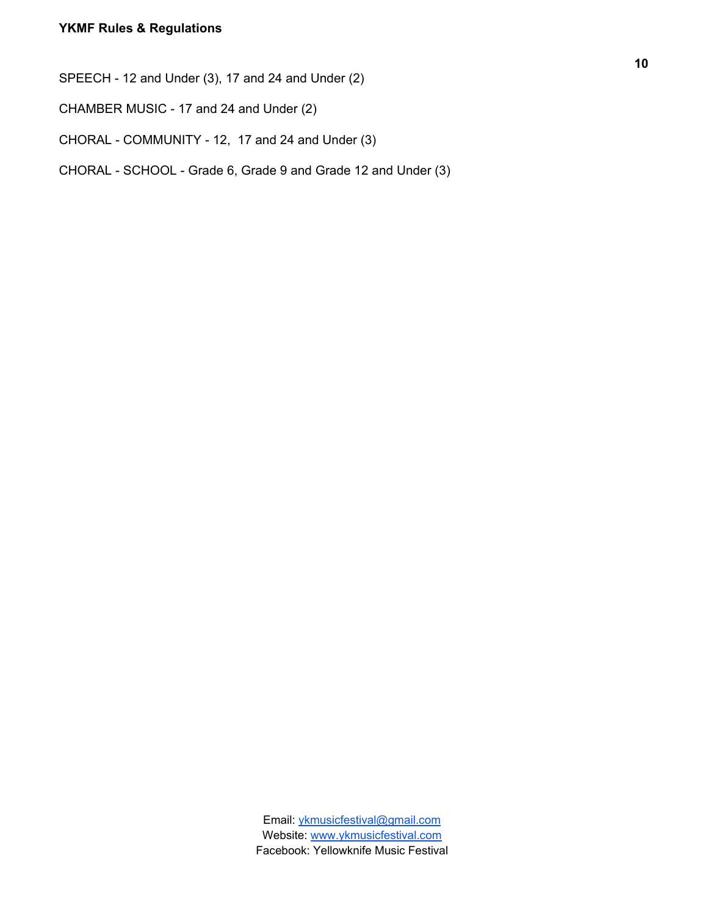SPEECH - 12 and Under (3), 17 and 24 and Under (2)

CHAMBER MUSIC - 17 and 24 and Under (2)

CHORAL - COMMUNITY - 12, 17 and 24 and Under (3)

CHORAL - SCHOOL - Grade 6, Grade 9 and Grade 12 and Under (3)

Email: ykmusicfestival@gmail.com
Website: www.ykmusicfestival.com
Facebook: Yellowknife Music Festival